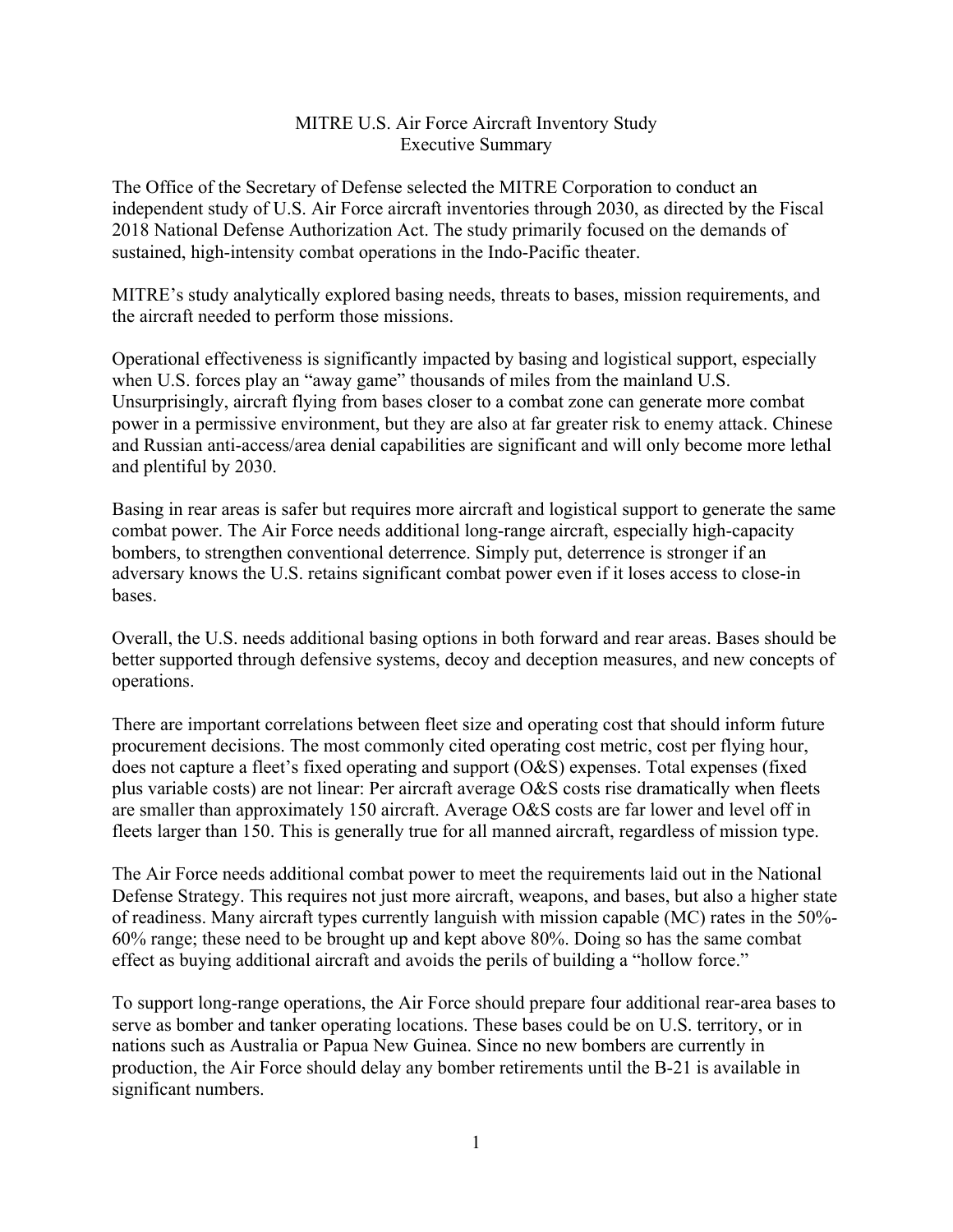# MITRE U.S. Air Force Aircraft Inventory Study
## Executive Summary

The Office of the Secretary of Defense selected the MITRE Corporation to conduct an independent study of U.S. Air Force aircraft inventories through 2030, as directed by the Fiscal 2018 National Defense Authorization Act. The study primarily focused on the demands of sustained, high-intensity combat operations in the Indo-Pacific theater.

MITRE's study analytically explored basing needs, threats to bases, mission requirements, and the aircraft needed to perform those missions.

Operational effectiveness is significantly impacted by basing and logistical support, especially when U.S. forces play an "away game" thousands of miles from the mainland U.S. Unsurprisingly, aircraft flying from bases closer to a combat zone can generate more combat power in a permissive environment, but they are also at far greater risk to enemy attack. Chinese and Russian anti-access/area denial capabilities are significant and will only become more lethal and plentiful by 2030.

Basing in rear areas is safer but requires more aircraft and logistical support to generate the same combat power. The Air Force needs additional long-range aircraft, especially high-capacity bombers, to strengthen conventional deterrence. Simply put, deterrence is stronger if an adversary knows the U.S. retains significant combat power even if it loses access to close-in bases.

Overall, the U.S. needs additional basing options in both forward and rear areas. Bases should be better supported through defensive systems, decoy and deception measures, and new concepts of operations.

There are important correlations between fleet size and operating cost that should inform future procurement decisions. The most commonly cited operating cost metric, cost per flying hour, does not capture a fleet's fixed operating and support (O&S) expenses. Total expenses (fixed plus variable costs) are not linear: Per aircraft average O&S costs rise dramatically when fleets are smaller than approximately 150 aircraft. Average O&S costs are far lower and level off in fleets larger than 150. This is generally true for all manned aircraft, regardless of mission type.

The Air Force needs additional combat power to meet the requirements laid out in the National Defense Strategy. This requires not just more aircraft, weapons, and bases, but also a higher state of readiness. Many aircraft types currently languish with mission capable (MC) rates in the 50%-60% range; these need to be brought up and kept above 80%. Doing so has the same combat effect as buying additional aircraft and avoids the perils of building a "hollow force."

To support long-range operations, the Air Force should prepare four additional rear-area bases to serve as bomber and tanker operating locations. These bases could be on U.S. territory, or in nations such as Australia or Papua New Guinea. Since no new bombers are currently in production, the Air Force should delay any bomber retirements until the B-21 is available in significant numbers.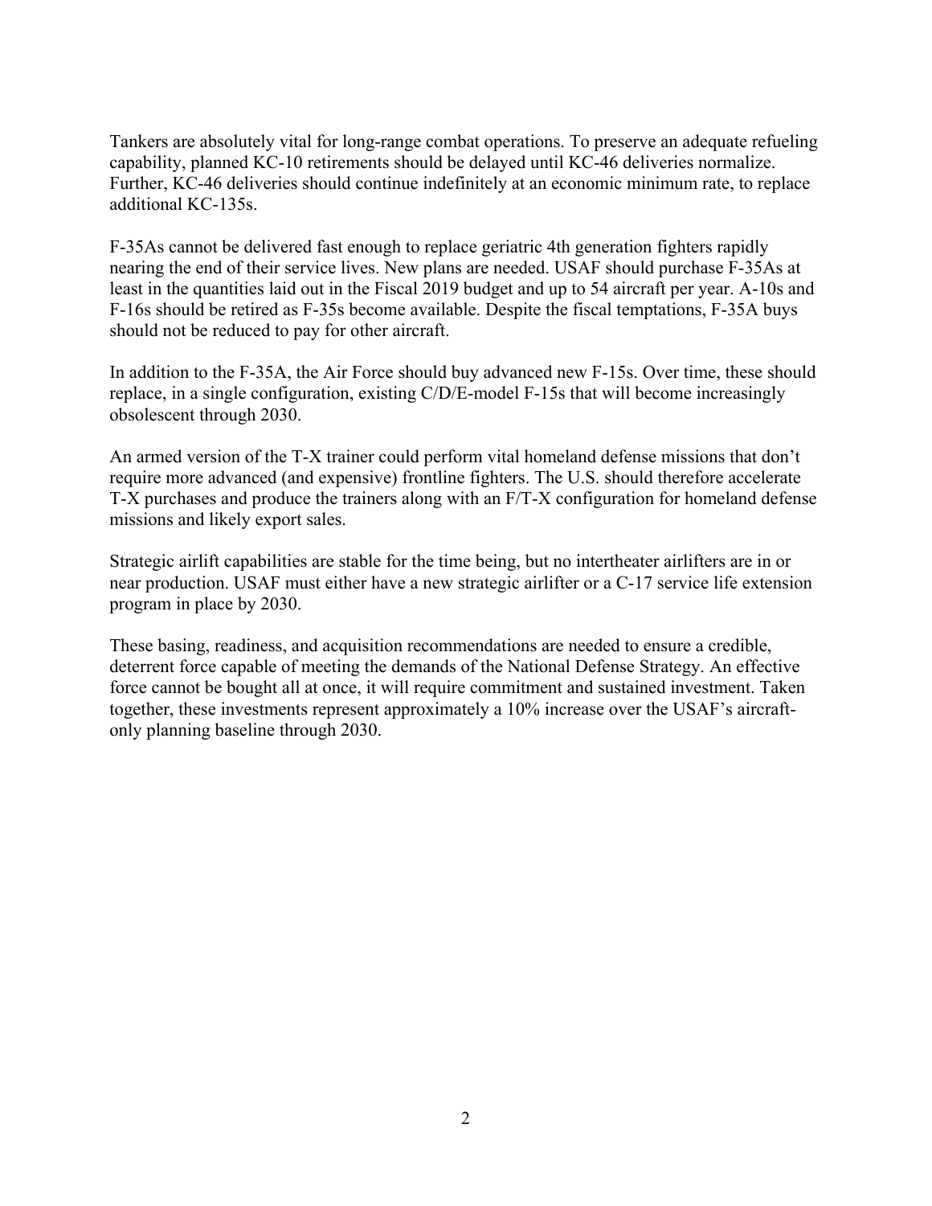Tankers are absolutely vital for long-range combat operations. To preserve an adequate refueling capability, planned KC-10 retirements should be delayed until KC-46 deliveries normalize. Further, KC-46 deliveries should continue indefinitely at an economic minimum rate, to replace additional KC-135s.

F-35As cannot be delivered fast enough to replace geriatric 4th generation fighters rapidly nearing the end of their service lives. New plans are needed. USAF should purchase F-35As at least in the quantities laid out in the Fiscal 2019 budget and up to 54 aircraft per year. A-10s and F-16s should be retired as F-35s become available. Despite the fiscal temptations, F-35A buys should not be reduced to pay for other aircraft.

In addition to the F-35A, the Air Force should buy advanced new F-15s. Over time, these should replace, in a single configuration, existing C/D/E-model F-15s that will become increasingly obsolescent through 2030.

An armed version of the T-X trainer could perform vital homeland defense missions that don't require more advanced (and expensive) frontline fighters. The U.S. should therefore accelerate T-X purchases and produce the trainers along with an F/T-X configuration for homeland defense missions and likely export sales.

Strategic airlift capabilities are stable for the time being, but no intertheater airlifters are in or near production. USAF must either have a new strategic airlifter or a C-17 service life extension program in place by 2030.

These basing, readiness, and acquisition recommendations are needed to ensure a credible, deterrent force capable of meeting the demands of the National Defense Strategy. An effective force cannot be bought all at once, it will require commitment and sustained investment. Taken together, these investments represent approximately a 10% increase over the USAF's aircraft-only planning baseline through 2030.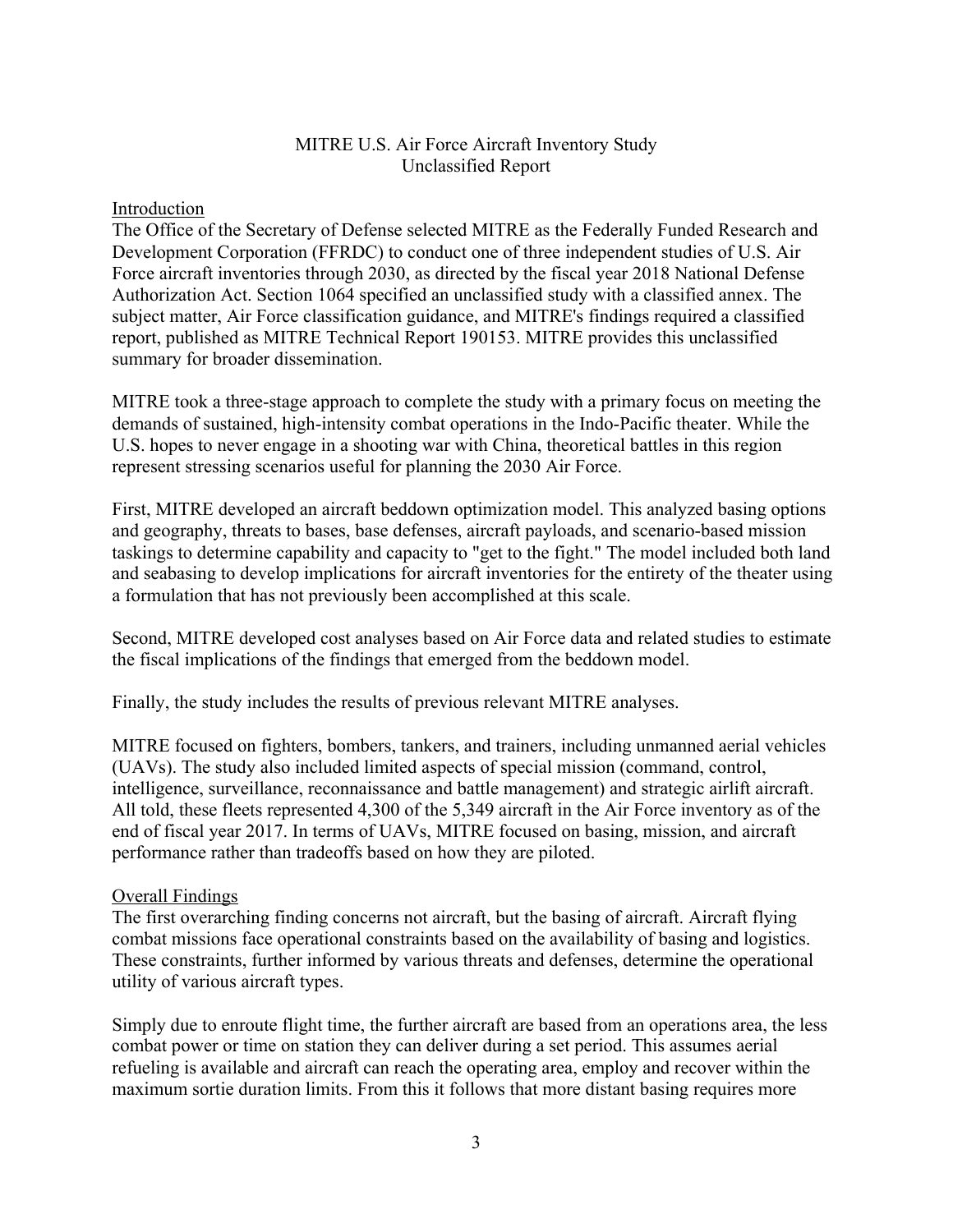# MITRE U.S. Air Force Aircraft Inventory Study
## Unclassified Report

### Introduction

The Office of the Secretary of Defense selected MITRE as the Federally Funded Research and Development Corporation (FFRDC) to conduct one of three independent studies of U.S. Air Force aircraft inventories through 2030, as directed by the fiscal year 2018 National Defense Authorization Act. Section 1064 specified an unclassified study with a classified annex. The subject matter, Air Force classification guidance, and MITRE's findings required a classified report, published as MITRE Technical Report 190153. MITRE provides this unclassified summary for broader dissemination.

MITRE took a three-stage approach to complete the study with a primary focus on meeting the demands of sustained, high-intensity combat operations in the Indo-Pacific theater. While the U.S. hopes to never engage in a shooting war with China, theoretical battles in this region represent stressing scenarios useful for planning the 2030 Air Force.

First, MITRE developed an aircraft beddown optimization model. This analyzed basing options and geography, threats to bases, base defenses, aircraft payloads, and scenario-based mission taskings to determine capability and capacity to "get to the fight." The model included both land and seabasing to develop implications for aircraft inventories for the entirety of the theater using a formulation that has not previously been accomplished at this scale.

Second, MITRE developed cost analyses based on Air Force data and related studies to estimate the fiscal implications of the findings that emerged from the beddown model.

Finally, the study includes the results of previous relevant MITRE analyses.

MITRE focused on fighters, bombers, tankers, and trainers, including unmanned aerial vehicles (UAVs). The study also included limited aspects of special mission (command, control, intelligence, surveillance, reconnaissance and battle management) and strategic airlift aircraft. All told, these fleets represented 4,300 of the 5,349 aircraft in the Air Force inventory as of the end of fiscal year 2017. In terms of UAVs, MITRE focused on basing, mission, and aircraft performance rather than tradeoffs based on how they are piloted.

### Overall Findings

The first overarching finding concerns not aircraft, but the basing of aircraft. Aircraft flying combat missions face operational constraints based on the availability of basing and logistics. These constraints, further informed by various threats and defenses, determine the operational utility of various aircraft types.

Simply due to enroute flight time, the further aircraft are based from an operations area, the less combat power or time on station they can deliver during a set period. This assumes aerial refueling is available and aircraft can reach the operating area, employ and recover within the maximum sortie duration limits. From this it follows that more distant basing requires more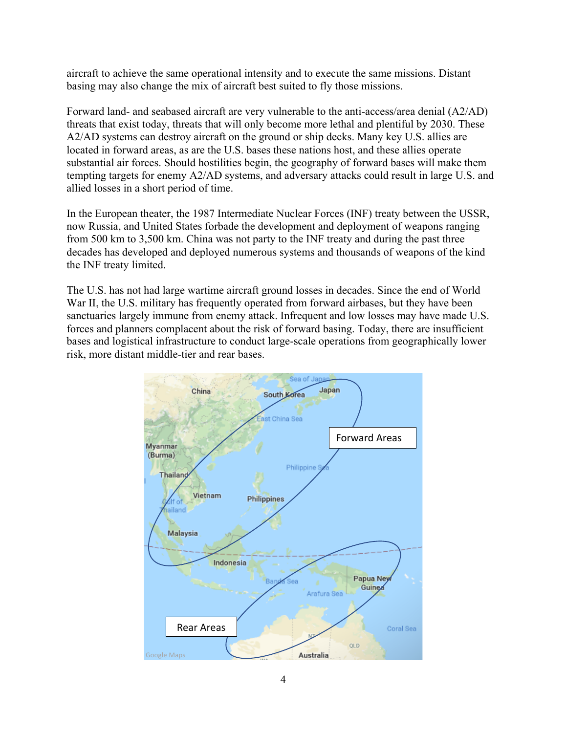aircraft to achieve the same operational intensity and to execute the same missions. Distant basing may also change the mix of aircraft best suited to fly those missions.

Forward land- and seabased aircraft are very vulnerable to the anti-access/area denial (A2/AD) threats that exist today, threats that will only become more lethal and plentiful by 2030. These A2/AD systems can destroy aircraft on the ground or ship decks. Many key U.S. allies are located in forward areas, as are the U.S. bases these nations host, and these allies operate substantial air forces. Should hostilities begin, the geography of forward bases will make them tempting targets for enemy A2/AD systems, and adversary attacks could result in large U.S. and allied losses in a short period of time.

In the European theater, the 1987 Intermediate Nuclear Forces (INF) treaty between the USSR, now Russia, and United States forbade the development and deployment of weapons ranging from 500 km to 3,500 km. China was not party to the INF treaty and during the past three decades has developed and deployed numerous systems and thousands of weapons of the kind the INF treaty limited.

The U.S. has not had large wartime aircraft ground losses in decades. Since the end of World War II, the U.S. military has frequently operated from forward airbases, but they have been sanctuaries largely immune from enemy attack. Infrequent and low losses may have made U.S. forces and planners complacent about the risk of forward basing. Today, there are insufficient bases and logistical infrastructure to conduct large-scale operations from geographically lower risk, more distant middle-tier and rear bases.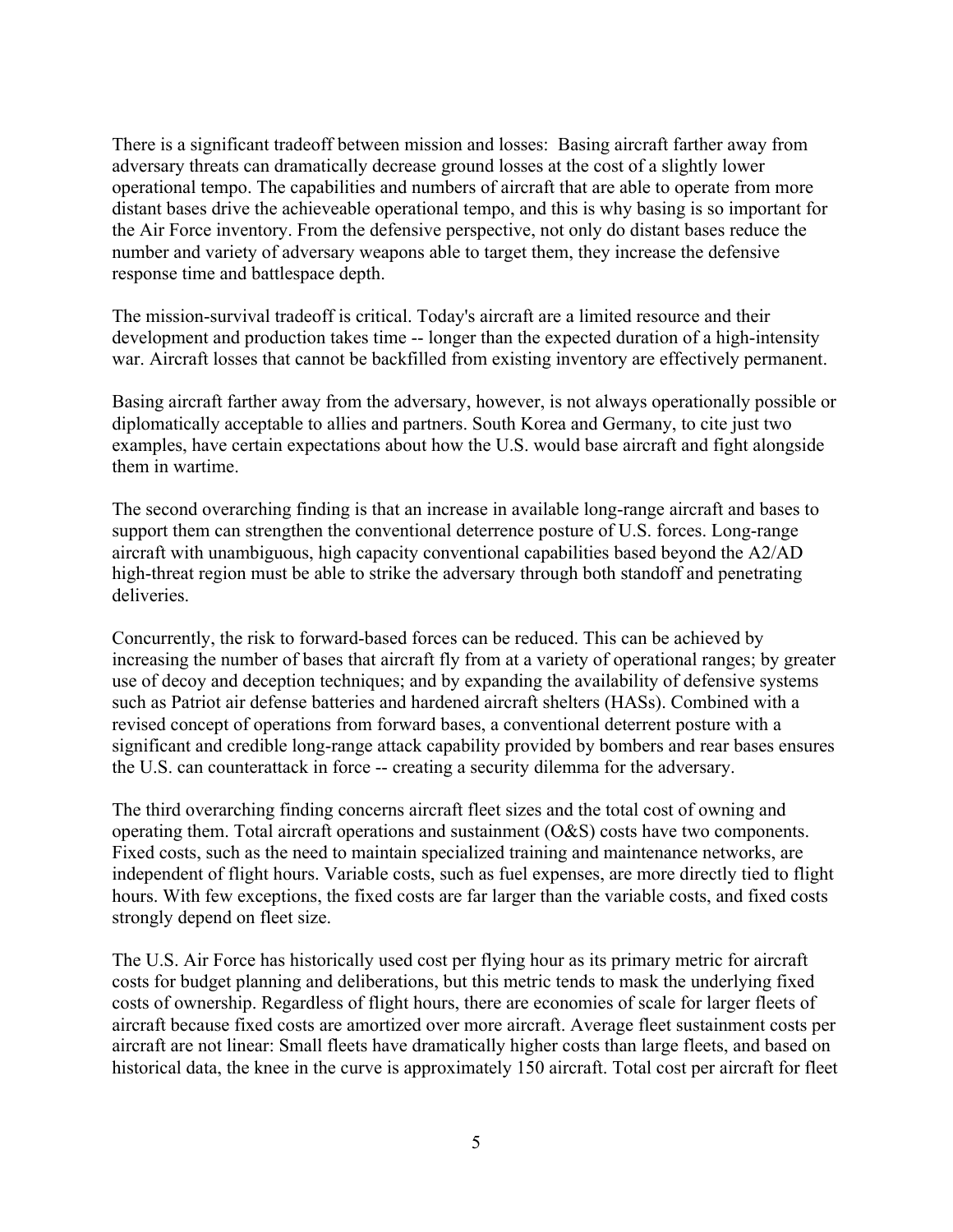There is a significant tradeoff between mission and losses: Basing aircraft farther away from adversary threats can dramatically decrease ground losses at the cost of a slightly lower operational tempo. The capabilities and numbers of aircraft that are able to operate from more distant bases drive the achieveable operational tempo, and this is why basing is so important for the Air Force inventory. From the defensive perspective, not only do distant bases reduce the number and variety of adversary weapons able to target them, they increase the defensive response time and battlespace depth.

The mission-survival tradeoff is critical. Today's aircraft are a limited resource and their development and production takes time -- longer than the expected duration of a high-intensity war. Aircraft losses that cannot be backfilled from existing inventory are effectively permanent.

Basing aircraft farther away from the adversary, however, is not always operationally possible or diplomatically acceptable to allies and partners. South Korea and Germany, to cite just two examples, have certain expectations about how the U.S. would base aircraft and fight alongside them in wartime.

The second overarching finding is that an increase in available long-range aircraft and bases to support them can strengthen the conventional deterrence posture of U.S. forces. Long-range aircraft with unambiguous, high capacity conventional capabilities based beyond the A2/AD high-threat region must be able to strike the adversary through both standoff and penetrating deliveries.

Concurrently, the risk to forward-based forces can be reduced. This can be achieved by increasing the number of bases that aircraft fly from at a variety of operational ranges; by greater use of decoy and deception techniques; and by expanding the availability of defensive systems such as Patriot air defense batteries and hardened aircraft shelters (HASs). Combined with a revised concept of operations from forward bases, a conventional deterrent posture with a significant and credible long-range attack capability provided by bombers and rear bases ensures the U.S. can counterattack in force -- creating a security dilemma for the adversary.

The third overarching finding concerns aircraft fleet sizes and the total cost of owning and operating them. Total aircraft operations and sustainment (O&S) costs have two components. Fixed costs, such as the need to maintain specialized training and maintenance networks, are independent of flight hours. Variable costs, such as fuel expenses, are more directly tied to flight hours. With few exceptions, the fixed costs are far larger than the variable costs, and fixed costs strongly depend on fleet size.

The U.S. Air Force has historically used cost per flying hour as its primary metric for aircraft costs for budget planning and deliberations, but this metric tends to mask the underlying fixed costs of ownership. Regardless of flight hours, there are economies of scale for larger fleets of aircraft because fixed costs are amortized over more aircraft. Average fleet sustainment costs per aircraft are not linear: Small fleets have dramatically higher costs than large fleets, and based on historical data, the knee in the curve is approximately 150 aircraft. Total cost per aircraft for fleet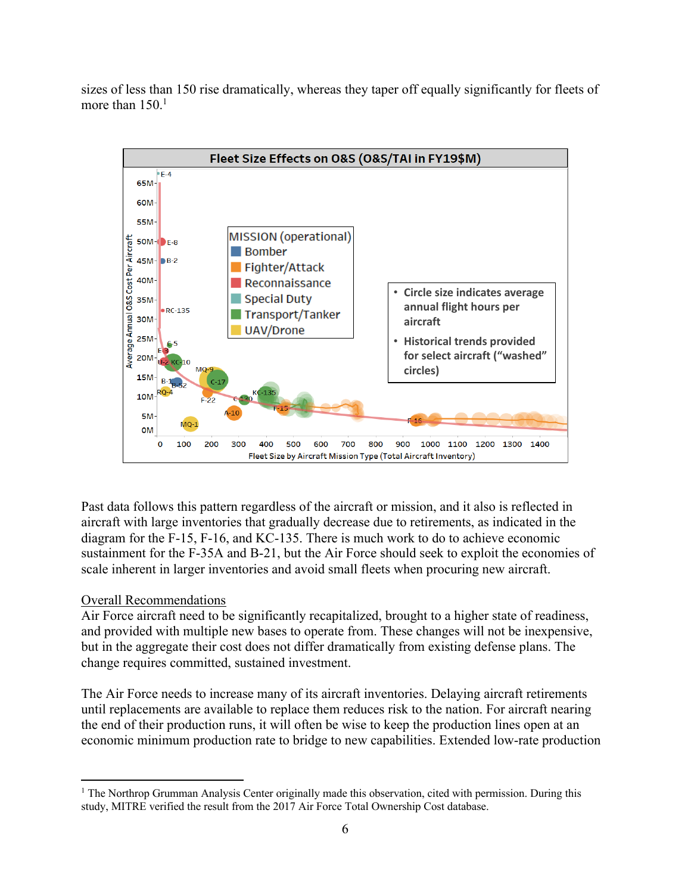sizes of less than 150 rise dramatically, whereas they taper off equally significantly for fleets of more than 150.[1]

Past data follows this pattern regardless of the aircraft or mission, and it also is reflected in aircraft with large inventories that gradually decrease due to retirements, as indicated in the diagram for the F-15, F-16, and KC-135. There is much work to do to achieve economic sustainment for the F-35A and B-21, but the Air Force should seek to exploit the economies of scale inherent in larger inventories and avoid small fleets when procuring new aircraft.

## Overall Recommendations

Air Force aircraft need to be significantly recapitalized, brought to a higher state of readiness, and provided with multiple new bases to operate from. These changes will not be inexpensive, but in the aggregate their cost does not differ dramatically from existing defense plans. The change requires committed, sustained investment.

The Air Force needs to increase many of its aircraft inventories. Delaying aircraft retirements until replacements are available to replace them reduces risk to the nation. For aircraft nearing the end of their production runs, it will often be wise to keep the production lines open at an economic minimum production rate to bridge to new capabilities. Extended low-rate production

---

[1] The Northrop Grumman Analysis Center originally made this observation, cited with permission. During this study, MITRE verified the result from the 2017 Air Force Total Ownership Cost database.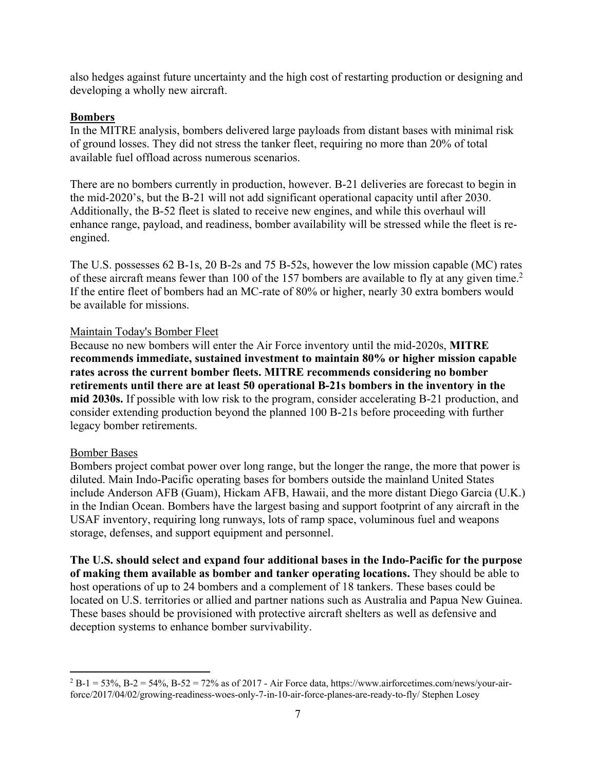also hedges against future uncertainty and the high cost of restarting production or designing and developing a wholly new aircraft.

## Bombers

In the MITRE analysis, bombers delivered large payloads from distant bases with minimal risk of ground losses. They did not stress the tanker fleet, requiring no more than 20% of total available fuel offload across numerous scenarios.

There are no bombers currently in production, however. B-21 deliveries are forecast to begin in the mid-2020's, but the B-21 will not add significant operational capacity until after 2030. Additionally, the B-52 fleet is slated to receive new engines, and while this overhaul will enhance range, payload, and readiness, bomber availability will be stressed while the fleet is re-engined.

The U.S. possesses 62 B-1s, 20 B-2s and 75 B-52s, however the low mission capable (MC) rates of these aircraft means fewer than 100 of the 157 bombers are available to fly at any given time.[2] If the entire fleet of bombers had an MC-rate of 80% or higher, nearly 30 extra bombers would be available for missions.

### Maintain Today's Bomber Fleet

Because no new bombers will enter the Air Force inventory until the mid-2020s, **MITRE recommends immediate, sustained investment to maintain 80% or higher mission capable rates across the current bomber fleets. MITRE recommends considering no bomber retirements until there are at least 50 operational B-21s bombers in the inventory in the mid 2030s.** If possible with low risk to the program, consider accelerating B-21 production, and consider extending production beyond the planned 100 B-21s before proceeding with further legacy bomber retirements.

### Bomber Bases

Bombers project combat power over long range, but the longer the range, the more that power is diluted. Main Indo-Pacific operating bases for bombers outside the mainland United States include Anderson AFB (Guam), Hickam AFB, Hawaii, and the more distant Diego Garcia (U.K.) in the Indian Ocean. Bombers have the largest basing and support footprint of any aircraft in the USAF inventory, requiring long runways, lots of ramp space, voluminous fuel and weapons storage, defenses, and support equipment and personnel.

**The U.S. should select and expand four additional bases in the Indo-Pacific for the purpose of making them available as bomber and tanker operating locations.** They should be able to host operations of up to 24 bombers and a complement of 18 tankers. These bases could be located on U.S. territories or allied and partner nations such as Australia and Papua New Guinea. These bases should be provisioned with protective aircraft shelters as well as defensive and deception systems to enhance bomber survivability.

---

[2] B-1 = 53%, B-2 = 54%, B-52 = 72% as of 2017 - Air Force data, https://www.airforcetimes.com/news/your-air-force/2017/04/02/growing-readiness-woes-only-7-in-10-air-force-planes-are-ready-to-fly/ Stephen Losey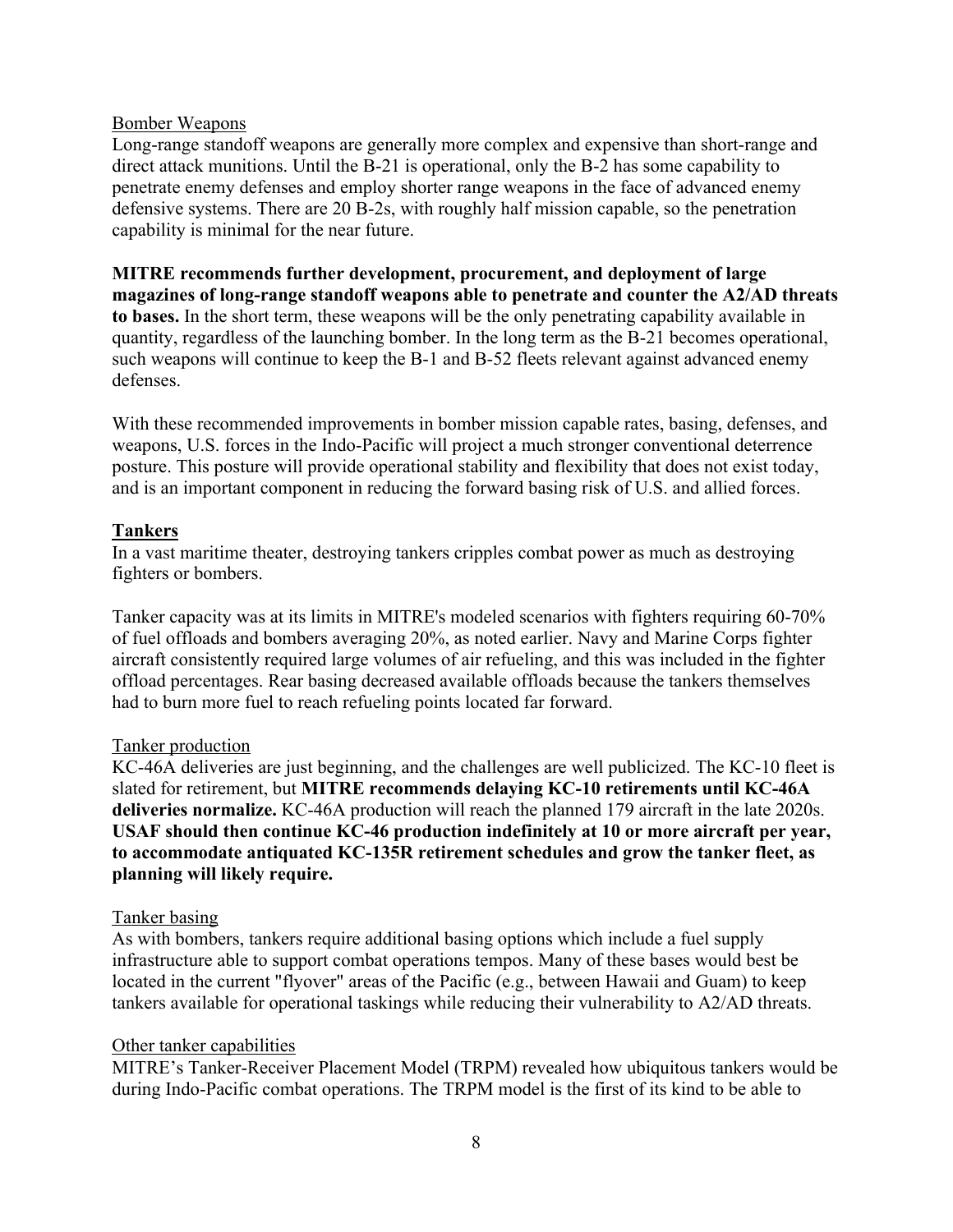Bomber Weapons

Long-range standoff weapons are generally more complex and expensive than short-range and direct attack munitions. Until the B-21 is operational, only the B-2 has some capability to penetrate enemy defenses and employ shorter range weapons in the face of advanced enemy defensive systems. There are 20 B-2s, with roughly half mission capable, so the penetration capability is minimal for the near future.

**MITRE recommends further development, procurement, and deployment of large magazines of long-range standoff weapons able to penetrate and counter the A2/AD threats to bases.** In the short term, these weapons will be the only penetrating capability available in quantity, regardless of the launching bomber. In the long term as the B-21 becomes operational, such weapons will continue to keep the B-1 and B-52 fleets relevant against advanced enemy defenses.

With these recommended improvements in bomber mission capable rates, basing, defenses, and weapons, U.S. forces in the Indo-Pacific will project a much stronger conventional deterrence posture. This posture will provide operational stability and flexibility that does not exist today, and is an important component in reducing the forward basing risk of U.S. and allied forces.

## Tankers

In a vast maritime theater, destroying tankers cripples combat power as much as destroying fighters or bombers.

Tanker capacity was at its limits in MITRE's modeled scenarios with fighters requiring 60-70% of fuel offloads and bombers averaging 20%, as noted earlier. Navy and Marine Corps fighter aircraft consistently required large volumes of air refueling, and this was included in the fighter offload percentages. Rear basing decreased available offloads because the tankers themselves had to burn more fuel to reach refueling points located far forward.

Tanker production

KC-46A deliveries are just beginning, and the challenges are well publicized. The KC-10 fleet is slated for retirement, but **MITRE recommends delaying KC-10 retirements until KC-46A deliveries normalize.** KC-46A production will reach the planned 179 aircraft in the late 2020s. **USAF should then continue KC-46 production indefinitely at 10 or more aircraft per year, to accommodate antiquated KC-135R retirement schedules and grow the tanker fleet, as planning will likely require.**

Tanker basing

As with bombers, tankers require additional basing options which include a fuel supply infrastructure able to support combat operations tempos. Many of these bases would best be located in the current "flyover" areas of the Pacific (e.g., between Hawaii and Guam) to keep tankers available for operational taskings while reducing their vulnerability to A2/AD threats.

Other tanker capabilities

MITRE's Tanker-Receiver Placement Model (TRPM) revealed how ubiquitous tankers would be during Indo-Pacific combat operations. The TRPM model is the first of its kind to be able to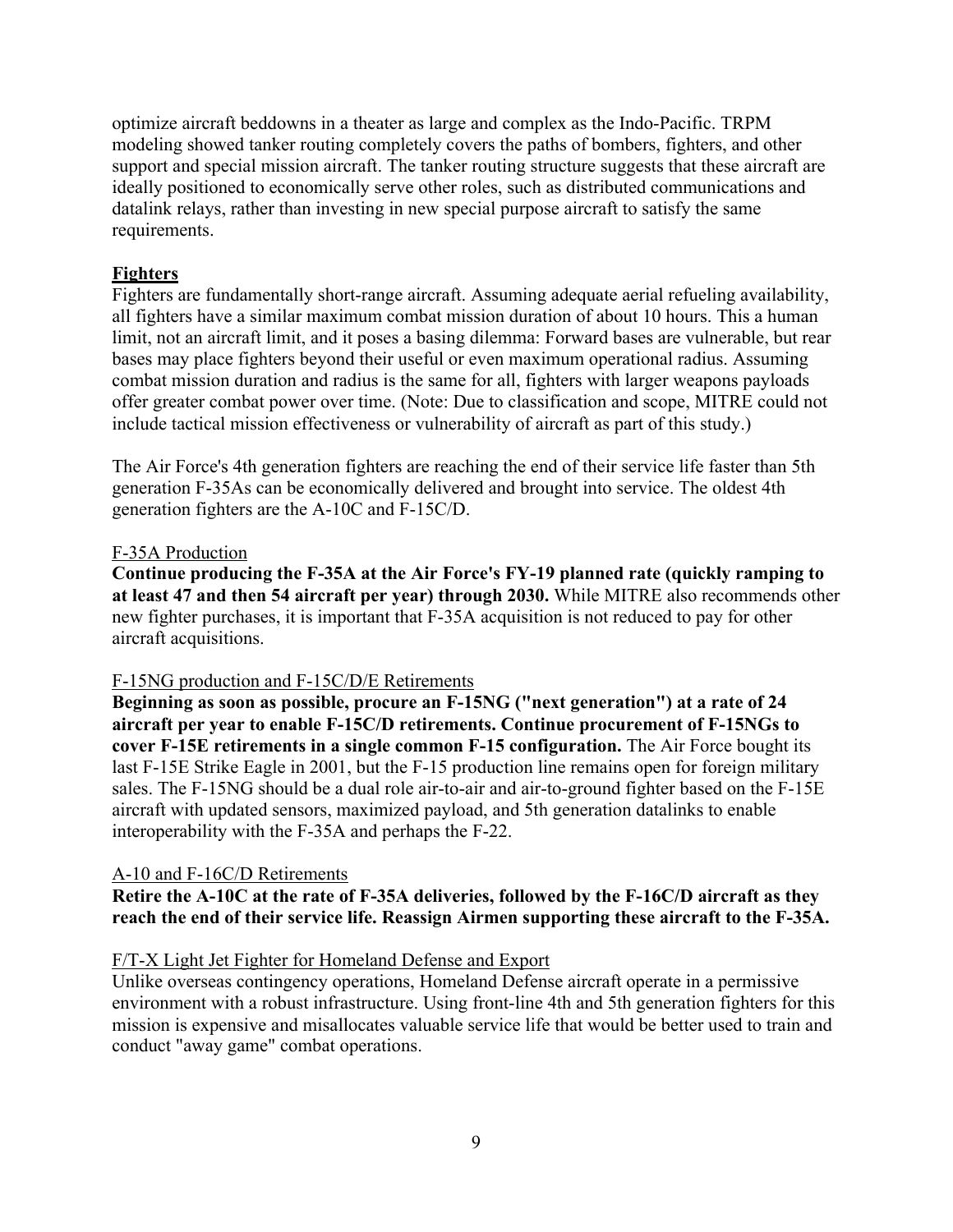optimize aircraft beddowns in a theater as large and complex as the Indo-Pacific. TRPM modeling showed tanker routing completely covers the paths of bombers, fighters, and other support and special mission aircraft. The tanker routing structure suggests that these aircraft are ideally positioned to economically serve other roles, such as distributed communications and datalink relays, rather than investing in new special purpose aircraft to satisfy the same requirements.

## Fighters

Fighters are fundamentally short-range aircraft. Assuming adequate aerial refueling availability, all fighters have a similar maximum combat mission duration of about 10 hours. This a human limit, not an aircraft limit, and it poses a basing dilemma: Forward bases are vulnerable, but rear bases may place fighters beyond their useful or even maximum operational radius. Assuming combat mission duration and radius is the same for all, fighters with larger weapons payloads offer greater combat power over time. (Note: Due to classification and scope, MITRE could not include tactical mission effectiveness or vulnerability of aircraft as part of this study.)

The Air Force's 4th generation fighters are reaching the end of their service life faster than 5th generation F-35As can be economically delivered and brought into service. The oldest 4th generation fighters are the A-10C and F-15C/D.

### F-35A Production

**Continue producing the F-35A at the Air Force's FY-19 planned rate (quickly ramping to at least 47 and then 54 aircraft per year) through 2030.** While MITRE also recommends other new fighter purchases, it is important that F-35A acquisition is not reduced to pay for other aircraft acquisitions.

### F-15NG production and F-15C/D/E Retirements

**Beginning as soon as possible, procure an F-15NG ("next generation") at a rate of 24 aircraft per year to enable F-15C/D retirements. Continue procurement of F-15NGs to cover F-15E retirements in a single common F-15 configuration.** The Air Force bought its last F-15E Strike Eagle in 2001, but the F-15 production line remains open for foreign military sales. The F-15NG should be a dual role air-to-air and air-to-ground fighter based on the F-15E aircraft with updated sensors, maximized payload, and 5th generation datalinks to enable interoperability with the F-35A and perhaps the F-22.

### A-10 and F-16C/D Retirements

**Retire the A-10C at the rate of F-35A deliveries, followed by the F-16C/D aircraft as they reach the end of their service life. Reassign Airmen supporting these aircraft to the F-35A.**

### F/T-X Light Jet Fighter for Homeland Defense and Export

Unlike overseas contingency operations, Homeland Defense aircraft operate in a permissive environment with a robust infrastructure. Using front-line 4th and 5th generation fighters for this mission is expensive and misallocates valuable service life that would be better used to train and conduct "away game" combat operations.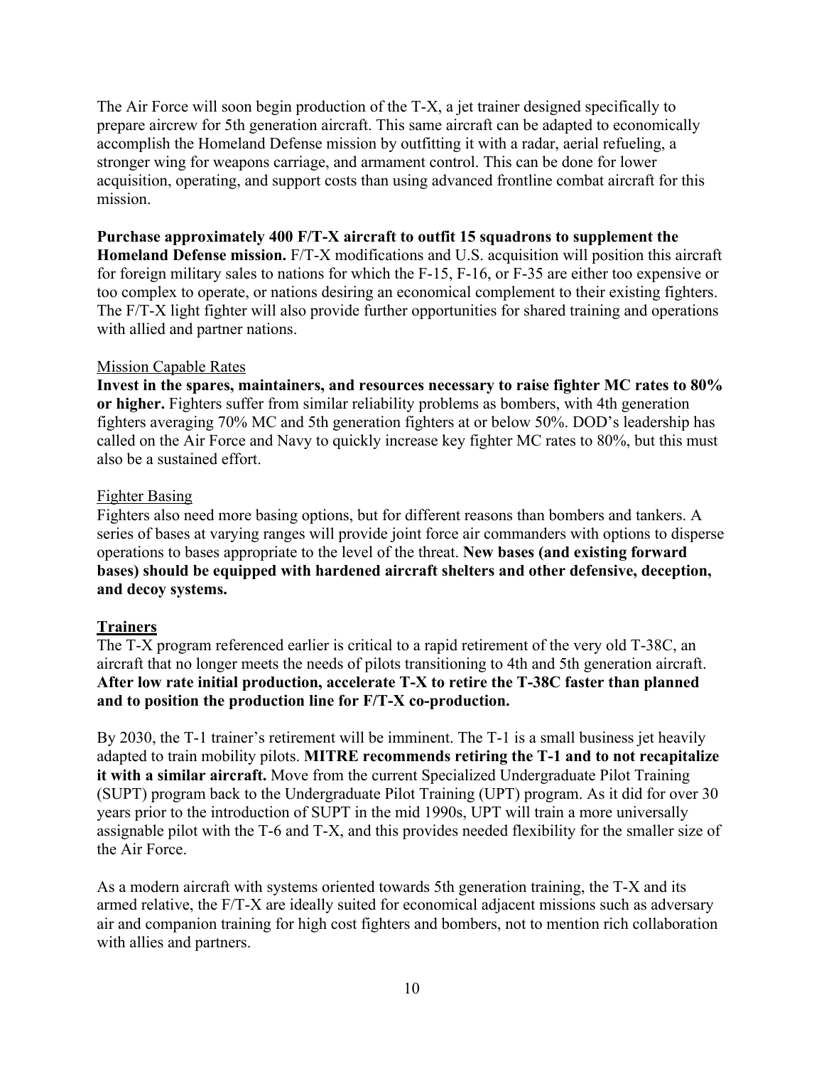The Air Force will soon begin production of the T-X, a jet trainer designed specifically to prepare aircrew for 5th generation aircraft. This same aircraft can be adapted to economically accomplish the Homeland Defense mission by outfitting it with a radar, aerial refueling, a stronger wing for weapons carriage, and armament control. This can be done for lower acquisition, operating, and support costs than using advanced frontline combat aircraft for this mission.

**Purchase approximately 400 F/T-X aircraft to outfit 15 squadrons to supplement the Homeland Defense mission.** F/T-X modifications and U.S. acquisition will position this aircraft for foreign military sales to nations for which the F-15, F-16, or F-35 are either too expensive or too complex to operate, or nations desiring an economical complement to their existing fighters. The F/T-X light fighter will also provide further opportunities for shared training and operations with allied and partner nations.

<u>Mission Capable Rates</u>

**Invest in the spares, maintainers, and resources necessary to raise fighter MC rates to 80% or higher.** Fighters suffer from similar reliability problems as bombers, with 4th generation fighters averaging 70% MC and 5th generation fighters at or below 50%. DOD's leadership has called on the Air Force and Navy to quickly increase key fighter MC rates to 80%, but this must also be a sustained effort.

<u>Fighter Basing</u>

Fighters also need more basing options, but for different reasons than bombers and tankers. A series of bases at varying ranges will provide joint force air commanders with options to disperse operations to bases appropriate to the level of the threat. **New bases (and existing forward bases) should be equipped with hardened aircraft shelters and other defensive, deception, and decoy systems.**

### Trainers

The T-X program referenced earlier is critical to a rapid retirement of the very old T-38C, an aircraft that no longer meets the needs of pilots transitioning to 4th and 5th generation aircraft. **After low rate initial production, accelerate T-X to retire the T-38C faster than planned and to position the production line for F/T-X co-production.**

By 2030, the T-1 trainer's retirement will be imminent. The T-1 is a small business jet heavily adapted to train mobility pilots. **MITRE recommends retiring the T-1 and to not recapitalize it with a similar aircraft.** Move from the current Specialized Undergraduate Pilot Training (SUPT) program back to the Undergraduate Pilot Training (UPT) program. As it did for over 30 years prior to the introduction of SUPT in the mid 1990s, UPT will train a more universally assignable pilot with the T-6 and T-X, and this provides needed flexibility for the smaller size of the Air Force.

As a modern aircraft with systems oriented towards 5th generation training, the T-X and its armed relative, the F/T-X are ideally suited for economical adjacent missions such as adversary air and companion training for high cost fighters and bombers, not to mention rich collaboration with allies and partners.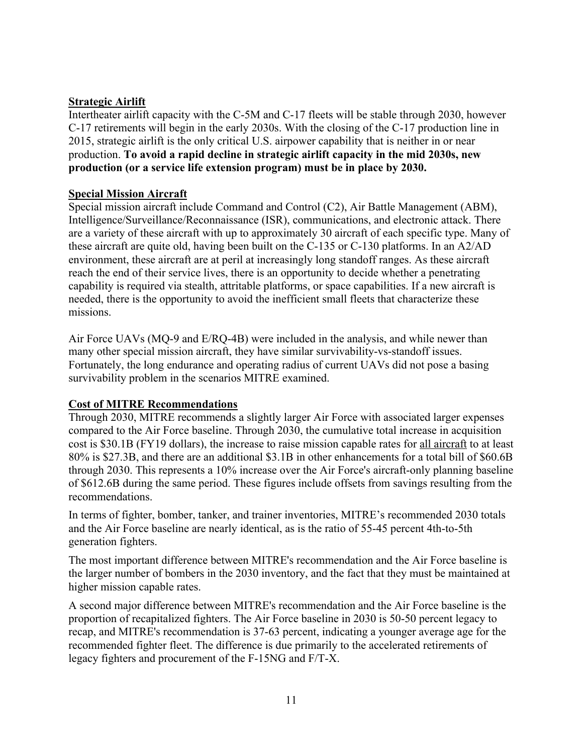## Strategic Airlift

Intertheater airlift capacity with the C-5M and C-17 fleets will be stable through 2030, however C-17 retirements will begin in the early 2030s. With the closing of the C-17 production line in 2015, strategic airlift is the only critical U.S. airpower capability that is neither in or near production. **To avoid a rapid decline in strategic airlift capacity in the mid 2030s, new production (or a service life extension program) must be in place by 2030.**

## Special Mission Aircraft

Special mission aircraft include Command and Control (C2), Air Battle Management (ABM), Intelligence/Surveillance/Reconnaissance (ISR), communications, and electronic attack. There are a variety of these aircraft with up to approximately 30 aircraft of each specific type. Many of these aircraft are quite old, having been built on the C-135 or C-130 platforms. In an A2/AD environment, these aircraft are at peril at increasingly long standoff ranges. As these aircraft reach the end of their service lives, there is an opportunity to decide whether a penetrating capability is required via stealth, attritable platforms, or space capabilities. If a new aircraft is needed, there is the opportunity to avoid the inefficient small fleets that characterize these missions.

Air Force UAVs (MQ-9 and E/RQ-4B) were included in the analysis, and while newer than many other special mission aircraft, they have similar survivability-vs-standoff issues. Fortunately, the long endurance and operating radius of current UAVs did not pose a basing survivability problem in the scenarios MITRE examined.

## Cost of MITRE Recommendations

Through 2030, MITRE recommends a slightly larger Air Force with associated larger expenses compared to the Air Force baseline. Through 2030, the cumulative total increase in acquisition cost is $30.1B (FY19 dollars), the increase to raise mission capable rates for all aircraft to at least 80% is $27.3B, and there are an additional $3.1B in other enhancements for a total bill of $60.6B through 2030. This represents a 10% increase over the Air Force's aircraft-only planning baseline of $612.6B during the same period. These figures include offsets from savings resulting from the recommendations.

In terms of fighter, bomber, tanker, and trainer inventories, MITRE's recommended 2030 totals and the Air Force baseline are nearly identical, as is the ratio of 55-45 percent 4th-to-5th generation fighters.

The most important difference between MITRE's recommendation and the Air Force baseline is the larger number of bombers in the 2030 inventory, and the fact that they must be maintained at higher mission capable rates.

A second major difference between MITRE's recommendation and the Air Force baseline is the proportion of recapitalized fighters. The Air Force baseline in 2030 is 50-50 percent legacy to recap, and MITRE's recommendation is 37-63 percent, indicating a younger average age for the recommended fighter fleet. The difference is due primarily to the accelerated retirements of legacy fighters and procurement of the F-15NG and F/T-X.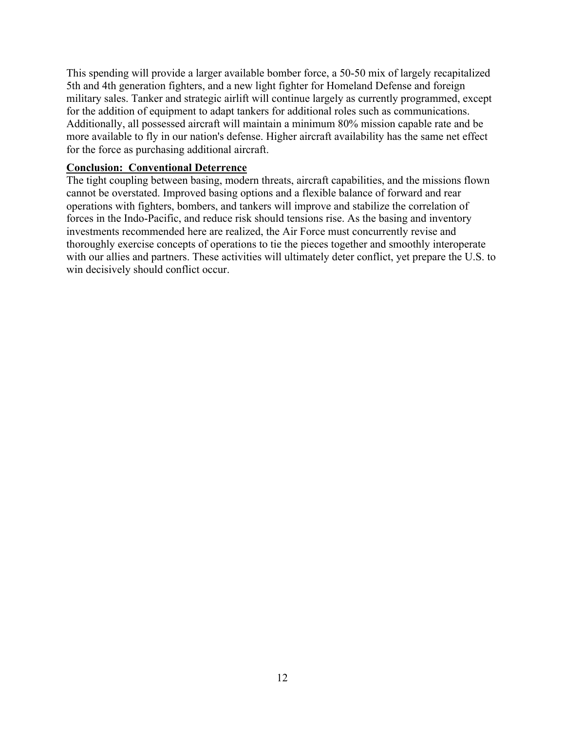This spending will provide a larger available bomber force, a 50-50 mix of largely recapitalized 5th and 4th generation fighters, and a new light fighter for Homeland Defense and foreign military sales. Tanker and strategic airlift will continue largely as currently programmed, except for the addition of equipment to adapt tankers for additional roles such as communications. Additionally, all possessed aircraft will maintain a minimum 80% mission capable rate and be more available to fly in our nation's defense. Higher aircraft availability has the same net effect for the force as purchasing additional aircraft.

**Conclusion: Conventional Deterrence**

The tight coupling between basing, modern threats, aircraft capabilities, and the missions flown cannot be overstated. Improved basing options and a flexible balance of forward and rear operations with fighters, bombers, and tankers will improve and stabilize the correlation of forces in the Indo-Pacific, and reduce risk should tensions rise. As the basing and inventory investments recommended here are realized, the Air Force must concurrently revise and thoroughly exercise concepts of operations to tie the pieces together and smoothly interoperate with our allies and partners. These activities will ultimately deter conflict, yet prepare the U.S. to win decisively should conflict occur.